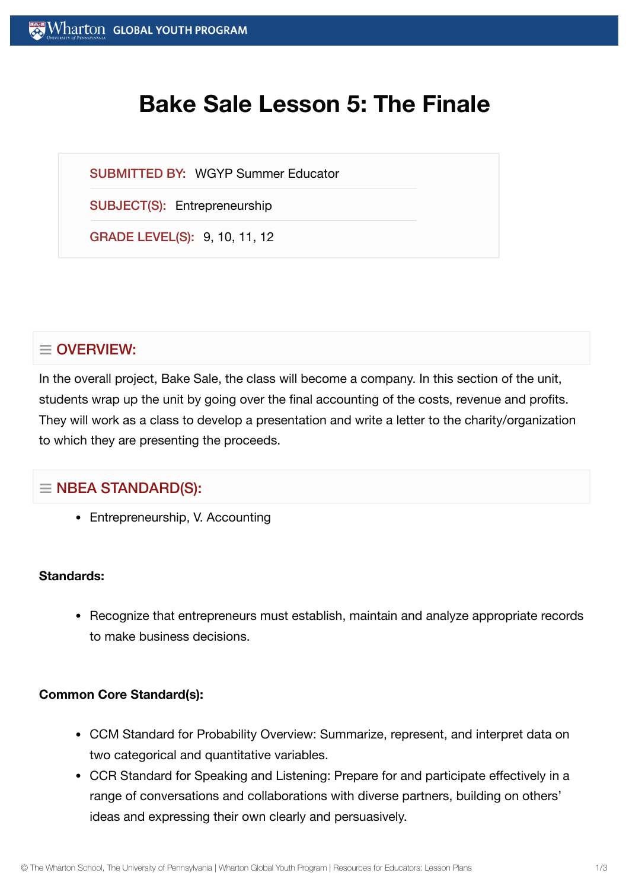# Bake Sale Lesson 5: The Finale

| | |
|---|---|
| SUBMITTED BY: | WGYP Summer Educator |
| SUBJECT(S): | Entrepreneurship |
| GRADE LEVEL(S): | 9, 10, 11, 12 |

## ☰ OVERVIEW:

In the overall project, Bake Sale, the class will become a company. In this section of the unit, students wrap up the unit by going over the final accounting of the costs, revenue and profits. They will work as a class to develop a presentation and write a letter to the charity/organization to which they are presenting the proceeds.

## ☰ NBEA STANDARD(S):

- Entrepreneurship, V. Accounting

**Standards:**

- Recognize that entrepreneurs must establish, maintain and analyze appropriate records to make business decisions.

**Common Core Standard(s):**

- CCM Standard for Probability Overview: Summarize, represent, and interpret data on two categorical and quantitative variables.
- CCR Standard for Speaking and Listening: Prepare for and participate effectively in a range of conversations and collaborations with diverse partners, building on others' ideas and expressing their own clearly and persuasively.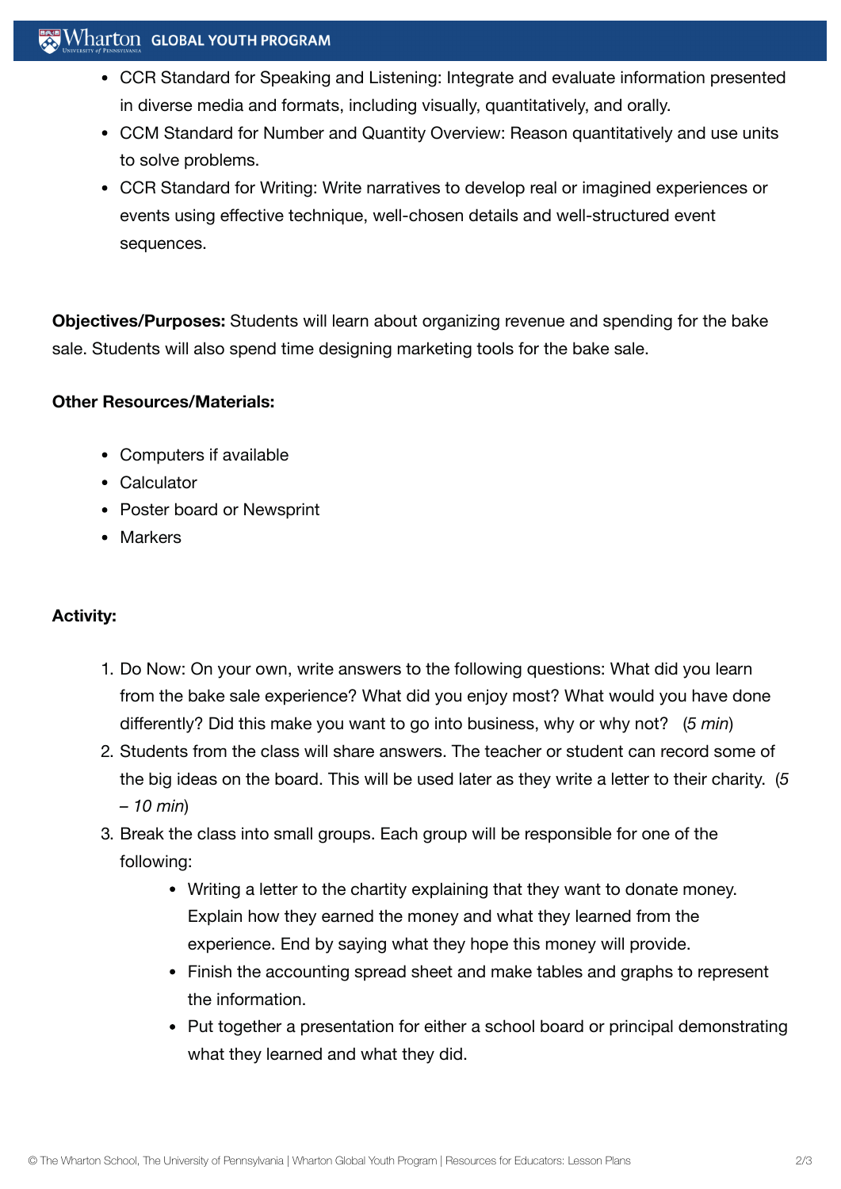- CCR Standard for Speaking and Listening: Integrate and evaluate information presented in diverse media and formats, including visually, quantitatively, and orally.
- CCM Standard for Number and Quantity Overview: Reason quantitatively and use units to solve problems.
- CCR Standard for Writing: Write narratives to develop real or imagined experiences or events using effective technique, well-chosen details and well-structured event sequences.

**Objectives/Purposes:** Students will learn about organizing revenue and spending for the bake sale. Students will also spend time designing marketing tools for the bake sale.

**Other Resources/Materials:**

- Computers if available
- Calculator
- Poster board or Newsprint
- Markers

**Activity:**

1. Do Now: On your own, write answers to the following questions: What did you learn from the bake sale experience? What did you enjoy most? What would you have done differently? Did this make you want to go into business, why or why not? (*5 min*)
2. Students from the class will share answers. The teacher or student can record some of the big ideas on the board. This will be used later as they write a letter to their charity. (*5 – 10 min*)
3. Break the class into small groups. Each group will be responsible for one of the following:
    - Writing a letter to the chartity explaining that they want to donate money. Explain how they earned the money and what they learned from the experience. End by saying what they hope this money will provide.
    - Finish the accounting spread sheet and make tables and graphs to represent the information.
    - Put together a presentation for either a school board or principal demonstrating what they learned and what they did.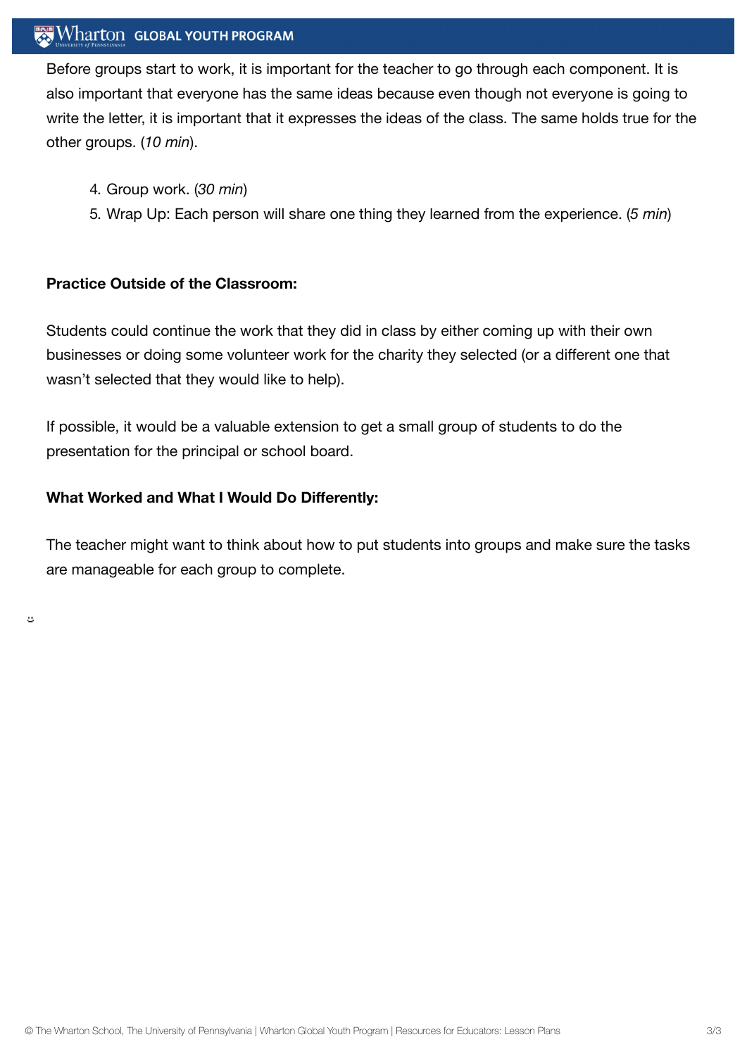Before groups start to work, it is important for the teacher to go through each component. It is also important that everyone has the same ideas because even though not everyone is going to write the letter, it is important that it expresses the ideas of the class. The same holds true for the other groups. (*10 min*).

4. Group work. (*30 min*)
5. Wrap Up: Each person will share one thing they learned from the experience. (*5 min*)

**Practice Outside of the Classroom:**

Students could continue the work that they did in class by either coming up with their own businesses or doing some volunteer work for the charity they selected (or a different one that wasn't selected that they would like to help).

If possible, it would be a valuable extension to get a small group of students to do the presentation for the principal or school board.

**What Worked and What I Would Do Differently:**

The teacher might want to think about how to put students into groups and make sure the tasks are manageable for each group to complete.